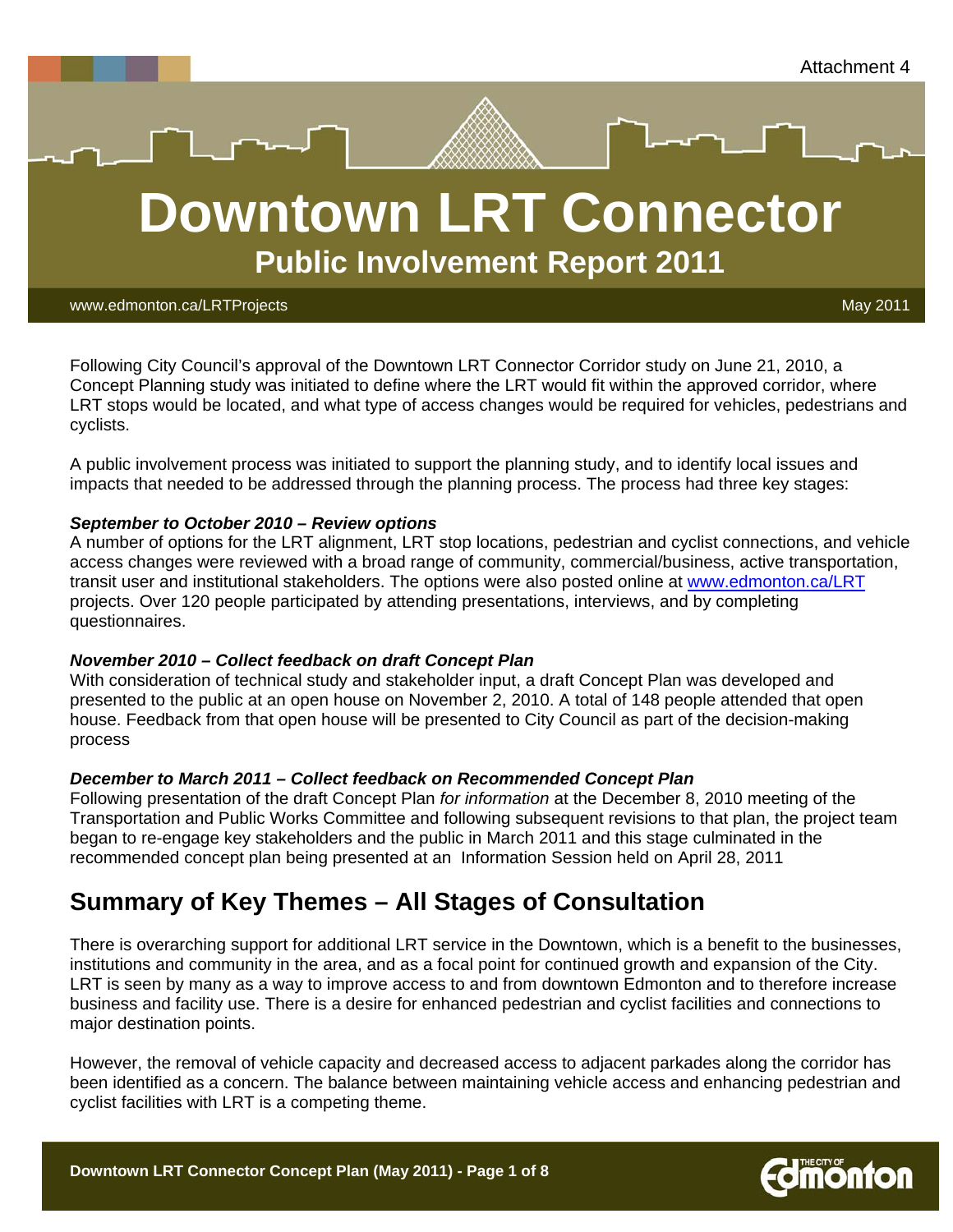Attachment 4

# Downtown LRT Connector

## Public Involvement Report 2011

www.edmonton.ca/LRTProjects

May 2011

Following City Council's approval of the Downtown LRT Connector Corridor study on June 21, 2010, a Concept Planning study was initiated to define where the LRT would fit within the approved corridor, where LRT stops would be located, and what type of access changes would be required for vehicles, pedestrians and cyclists.

A public involvement process was initiated to support the planning study, and to identify local issues and impacts that needed to be addressed through the planning process. The process had three key stages:

***September to October 2010 – Review options***

A number of options for the LRT alignment, LRT stop locations, pedestrian and cyclist connections, and vehicle access changes were reviewed with a broad range of community, commercial/business, active transportation, transit user and institutional stakeholders. The options were also posted online at www.edmonton.ca/LRT projects. Over 120 people participated by attending presentations, interviews, and by completing questionnaires.

***November 2010 – Collect feedback on draft Concept Plan***

With consideration of technical study and stakeholder input, a draft Concept Plan was developed and presented to the public at an open house on November 2, 2010. A total of 148 people attended that open house. Feedback from that open house will be presented to City Council as part of the decision-making process

***December to March 2011 – Collect feedback on Recommended Concept Plan***

Following presentation of the draft Concept Plan *for information* at the December 8, 2010 meeting of the Transportation and Public Works Committee and following subsequent revisions to that plan, the project team began to re-engage key stakeholders and the public in March 2011 and this stage culminated in the recommended concept plan being presented at an Information Session held on April 28, 2011

## Summary of Key Themes – All Stages of Consultation

There is overarching support for additional LRT service in the Downtown, which is a benefit to the businesses, institutions and community in the area, and as a focal point for continued growth and expansion of the City. LRT is seen by many as a way to improve access to and from downtown Edmonton and to therefore increase business and facility use. There is a desire for enhanced pedestrian and cyclist facilities and connections to major destination points.

However, the removal of vehicle capacity and decreased access to adjacent parkades along the corridor has been identified as a concern. The balance between maintaining vehicle access and enhancing pedestrian and cyclist facilities with LRT is a competing theme.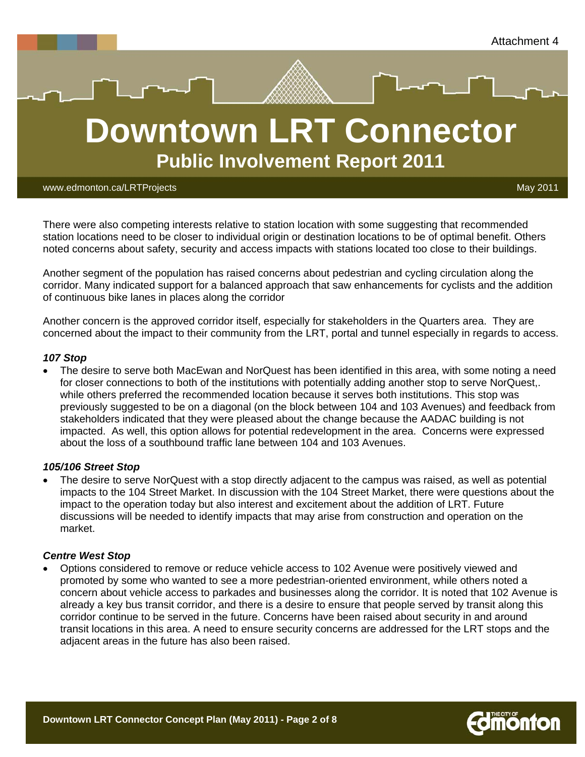There were also competing interests relative to station location with some suggesting that recommended station locations need to be closer to individual origin or destination locations to be of optimal benefit. Others noted concerns about safety, security and access impacts with stations located too close to their buildings.

Another segment of the population has raised concerns about pedestrian and cycling circulation along the corridor. Many indicated support for a balanced approach that saw enhancements for cyclists and the addition of continuous bike lanes in places along the corridor

Another concern is the approved corridor itself, especially for stakeholders in the Quarters area. They are concerned about the impact to their community from the LRT, portal and tunnel especially in regards to access.

***107 Stop***

- The desire to serve both MacEwan and NorQuest has been identified in this area, with some noting a need for closer connections to both of the institutions with potentially adding another stop to serve NorQuest,. while others preferred the recommended location because it serves both institutions. This stop was previously suggested to be on a diagonal (on the block between 104 and 103 Avenues) and feedback from stakeholders indicated that they were pleased about the change because the AADAC building is not impacted. As well, this option allows for potential redevelopment in the area. Concerns were expressed about the loss of a southbound traffic lane between 104 and 103 Avenues.

***105/106 Street Stop***

- The desire to serve NorQuest with a stop directly adjacent to the campus was raised, as well as potential impacts to the 104 Street Market. In discussion with the 104 Street Market, there were questions about the impact to the operation today but also interest and excitement about the addition of LRT. Future discussions will be needed to identify impacts that may arise from construction and operation on the market.

***Centre West Stop***

- Options considered to remove or reduce vehicle access to 102 Avenue were positively viewed and promoted by some who wanted to see a more pedestrian-oriented environment, while others noted a concern about vehicle access to parkades and businesses along the corridor. It is noted that 102 Avenue is already a key bus transit corridor, and there is a desire to ensure that people served by transit along this corridor continue to be served in the future. Concerns have been raised about security in and around transit locations in this area. A need to ensure security concerns are addressed for the LRT stops and the adjacent areas in the future has also been raised.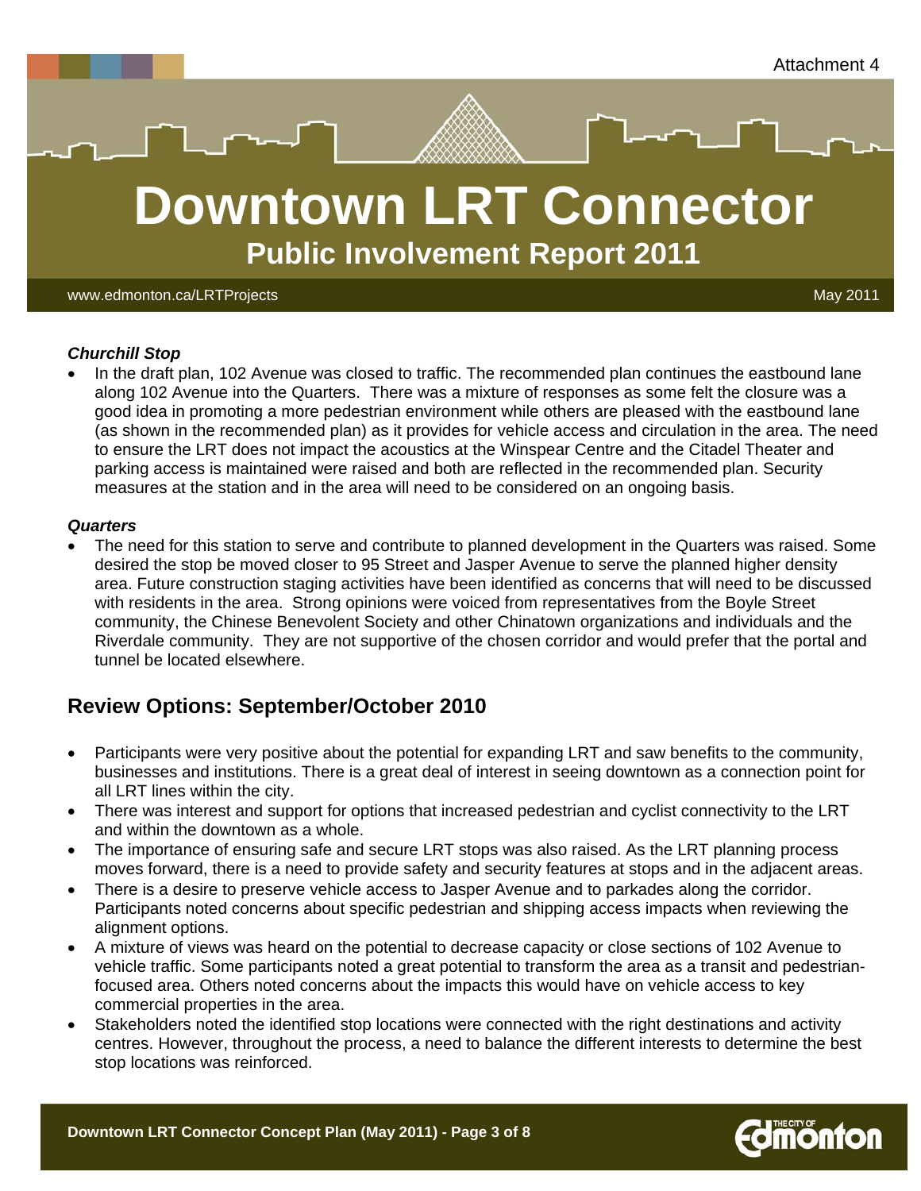***Churchill Stop***

- In the draft plan, 102 Avenue was closed to traffic. The recommended plan continues the eastbound lane along 102 Avenue into the Quarters. There was a mixture of responses as some felt the closure was a good idea in promoting a more pedestrian environment while others are pleased with the eastbound lane (as shown in the recommended plan) as it provides for vehicle access and circulation in the area. The need to ensure the LRT does not impact the acoustics at the Winspear Centre and the Citadel Theater and parking access is maintained were raised and both are reflected in the recommended plan. Security measures at the station and in the area will need to be considered on an ongoing basis.

***Quarters***

- The need for this station to serve and contribute to planned development in the Quarters was raised. Some desired the stop be moved closer to 95 Street and Jasper Avenue to serve the planned higher density area. Future construction staging activities have been identified as concerns that will need to be discussed with residents in the area. Strong opinions were voiced from representatives from the Boyle Street community, the Chinese Benevolent Society and other Chinatown organizations and individuals and the Riverdale community. They are not supportive of the chosen corridor and would prefer that the portal and tunnel be located elsewhere.

## Review Options: September/October 2010

- Participants were very positive about the potential for expanding LRT and saw benefits to the community, businesses and institutions. There is a great deal of interest in seeing downtown as a connection point for all LRT lines within the city.
- There was interest and support for options that increased pedestrian and cyclist connectivity to the LRT and within the downtown as a whole.
- The importance of ensuring safe and secure LRT stops was also raised. As the LRT planning process moves forward, there is a need to provide safety and security features at stops and in the adjacent areas.
- There is a desire to preserve vehicle access to Jasper Avenue and to parkades along the corridor. Participants noted concerns about specific pedestrian and shipping access impacts when reviewing the alignment options.
- A mixture of views was heard on the potential to decrease capacity or close sections of 102 Avenue to vehicle traffic. Some participants noted a great potential to transform the area as a transit and pedestrian-focused area. Others noted concerns about the impacts this would have on vehicle access to key commercial properties in the area.
- Stakeholders noted the identified stop locations were connected with the right destinations and activity centres. However, throughout the process, a need to balance the different interests to determine the best stop locations was reinforced.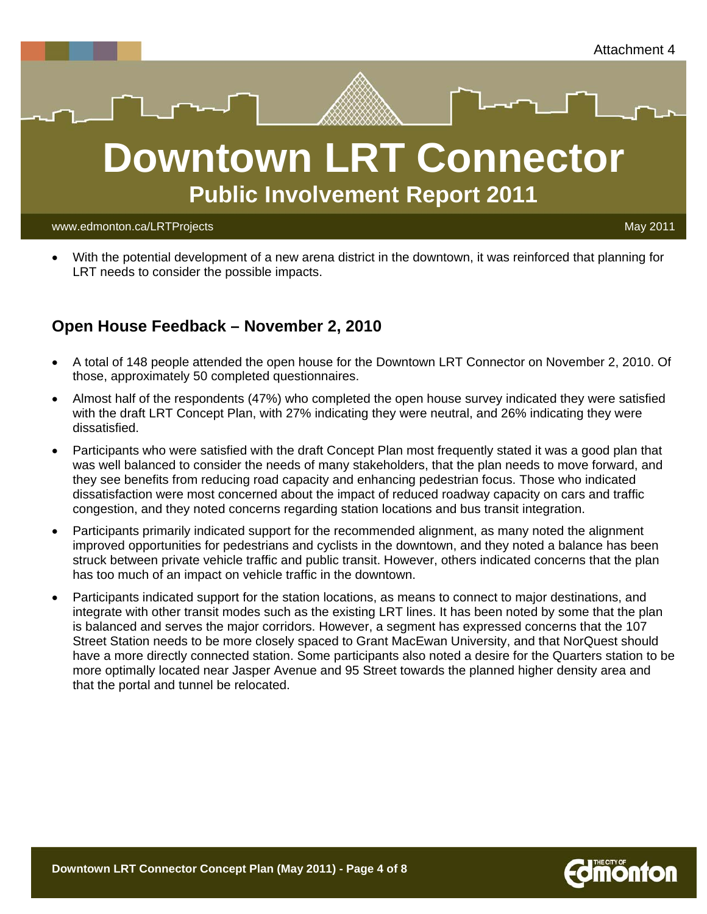- With the potential development of a new arena district in the downtown, it was reinforced that planning for LRT needs to consider the possible impacts.

## Open House Feedback – November 2, 2010

- A total of 148 people attended the open house for the Downtown LRT Connector on November 2, 2010. Of those, approximately 50 completed questionnaires.
- Almost half of the respondents (47%) who completed the open house survey indicated they were satisfied with the draft LRT Concept Plan, with 27% indicating they were neutral, and 26% indicating they were dissatisfied.
- Participants who were satisfied with the draft Concept Plan most frequently stated it was a good plan that was well balanced to consider the needs of many stakeholders, that the plan needs to move forward, and they see benefits from reducing road capacity and enhancing pedestrian focus. Those who indicated dissatisfaction were most concerned about the impact of reduced roadway capacity on cars and traffic congestion, and they noted concerns regarding station locations and bus transit integration.
- Participants primarily indicated support for the recommended alignment, as many noted the alignment improved opportunities for pedestrians and cyclists in the downtown, and they noted a balance has been struck between private vehicle traffic and public transit. However, others indicated concerns that the plan has too much of an impact on vehicle traffic in the downtown.
- Participants indicated support for the station locations, as means to connect to major destinations, and integrate with other transit modes such as the existing LRT lines. It has been noted by some that the plan is balanced and serves the major corridors. However, a segment has expressed concerns that the 107 Street Station needs to be more closely spaced to Grant MacEwan University, and that NorQuest should have a more directly connected station. Some participants also noted a desire for the Quarters station to be more optimally located near Jasper Avenue and 95 Street towards the planned higher density area and that the portal and tunnel be relocated.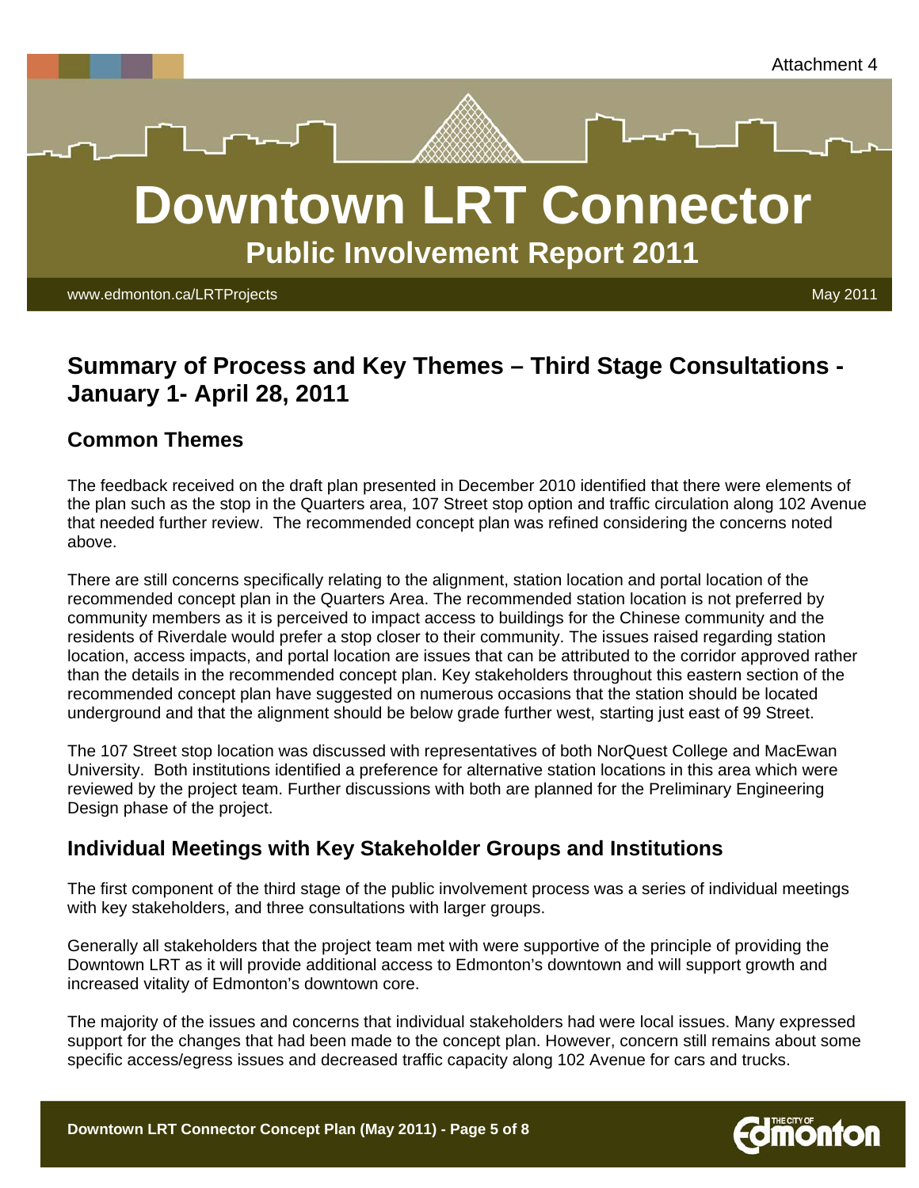Attachment 4

# Downtown LRT Connector

## Public Involvement Report 2011

www.edmonton.ca/LRTProjects

May 2011

## Summary of Process and Key Themes – Third Stage Consultations - January 1- April 28, 2011

### Common Themes

The feedback received on the draft plan presented in December 2010 identified that there were elements of the plan such as the stop in the Quarters area, 107 Street stop option and traffic circulation along 102 Avenue that needed further review. The recommended concept plan was refined considering the concerns noted above.

There are still concerns specifically relating to the alignment, station location and portal location of the recommended concept plan in the Quarters Area. The recommended station location is not preferred by community members as it is perceived to impact access to buildings for the Chinese community and the residents of Riverdale would prefer a stop closer to their community. The issues raised regarding station location, access impacts, and portal location are issues that can be attributed to the corridor approved rather than the details in the recommended concept plan. Key stakeholders throughout this eastern section of the recommended concept plan have suggested on numerous occasions that the station should be located underground and that the alignment should be below grade further west, starting just east of 99 Street.

The 107 Street stop location was discussed with representatives of both NorQuest College and MacEwan University. Both institutions identified a preference for alternative station locations in this area which were reviewed by the project team. Further discussions with both are planned for the Preliminary Engineering Design phase of the project.

### Individual Meetings with Key Stakeholder Groups and Institutions

The first component of the third stage of the public involvement process was a series of individual meetings with key stakeholders, and three consultations with larger groups.

Generally all stakeholders that the project team met with were supportive of the principle of providing the Downtown LRT as it will provide additional access to Edmonton's downtown and will support growth and increased vitality of Edmonton's downtown core.

The majority of the issues and concerns that individual stakeholders had were local issues. Many expressed support for the changes that had been made to the concept plan. However, concern still remains about some specific access/egress issues and decreased traffic capacity along 102 Avenue for cars and trucks.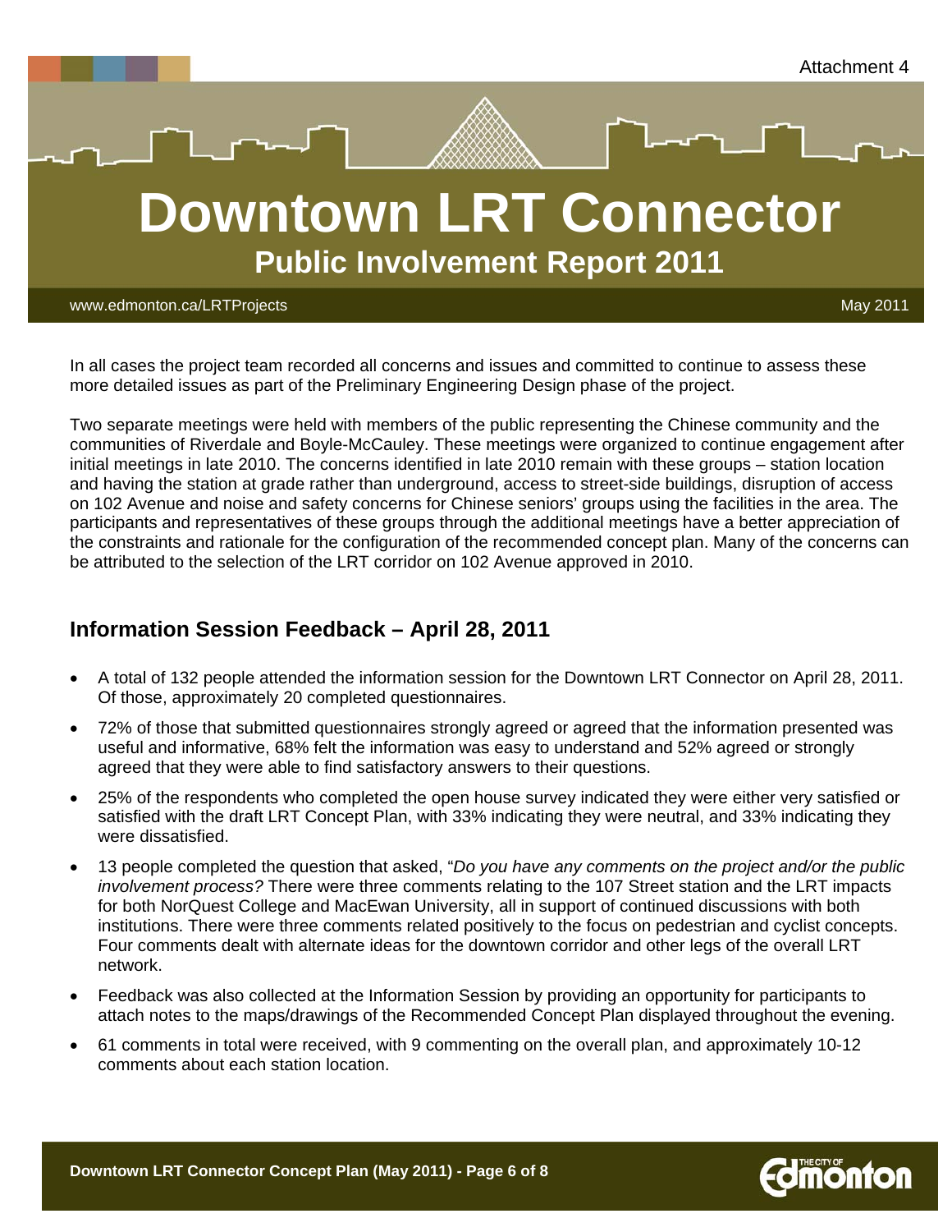In all cases the project team recorded all concerns and issues and committed to continue to assess these more detailed issues as part of the Preliminary Engineering Design phase of the project.

Two separate meetings were held with members of the public representing the Chinese community and the communities of Riverdale and Boyle-McCauley. These meetings were organized to continue engagement after initial meetings in late 2010. The concerns identified in late 2010 remain with these groups – station location and having the station at grade rather than underground, access to street-side buildings, disruption of access on 102 Avenue and noise and safety concerns for Chinese seniors' groups using the facilities in the area. The participants and representatives of these groups through the additional meetings have a better appreciation of the constraints and rationale for the configuration of the recommended concept plan. Many of the concerns can be attributed to the selection of the LRT corridor on 102 Avenue approved in 2010.

## Information Session Feedback – April 28, 2011

- A total of 132 people attended the information session for the Downtown LRT Connector on April 28, 2011. Of those, approximately 20 completed questionnaires.
- 72% of those that submitted questionnaires strongly agreed or agreed that the information presented was useful and informative, 68% felt the information was easy to understand and 52% agreed or strongly agreed that they were able to find satisfactory answers to their questions.
- 25% of the respondents who completed the open house survey indicated they were either very satisfied or satisfied with the draft LRT Concept Plan, with 33% indicating they were neutral, and 33% indicating they were dissatisfied.
- 13 people completed the question that asked, "*Do you have any comments on the project and/or the public involvement process?* There were three comments relating to the 107 Street station and the LRT impacts for both NorQuest College and MacEwan University, all in support of continued discussions with both institutions. There were three comments related positively to the focus on pedestrian and cyclist concepts. Four comments dealt with alternate ideas for the downtown corridor and other legs of the overall LRT network.
- Feedback was also collected at the Information Session by providing an opportunity for participants to attach notes to the maps/drawings of the Recommended Concept Plan displayed throughout the evening.
- 61 comments in total were received, with 9 commenting on the overall plan, and approximately 10-12 comments about each station location.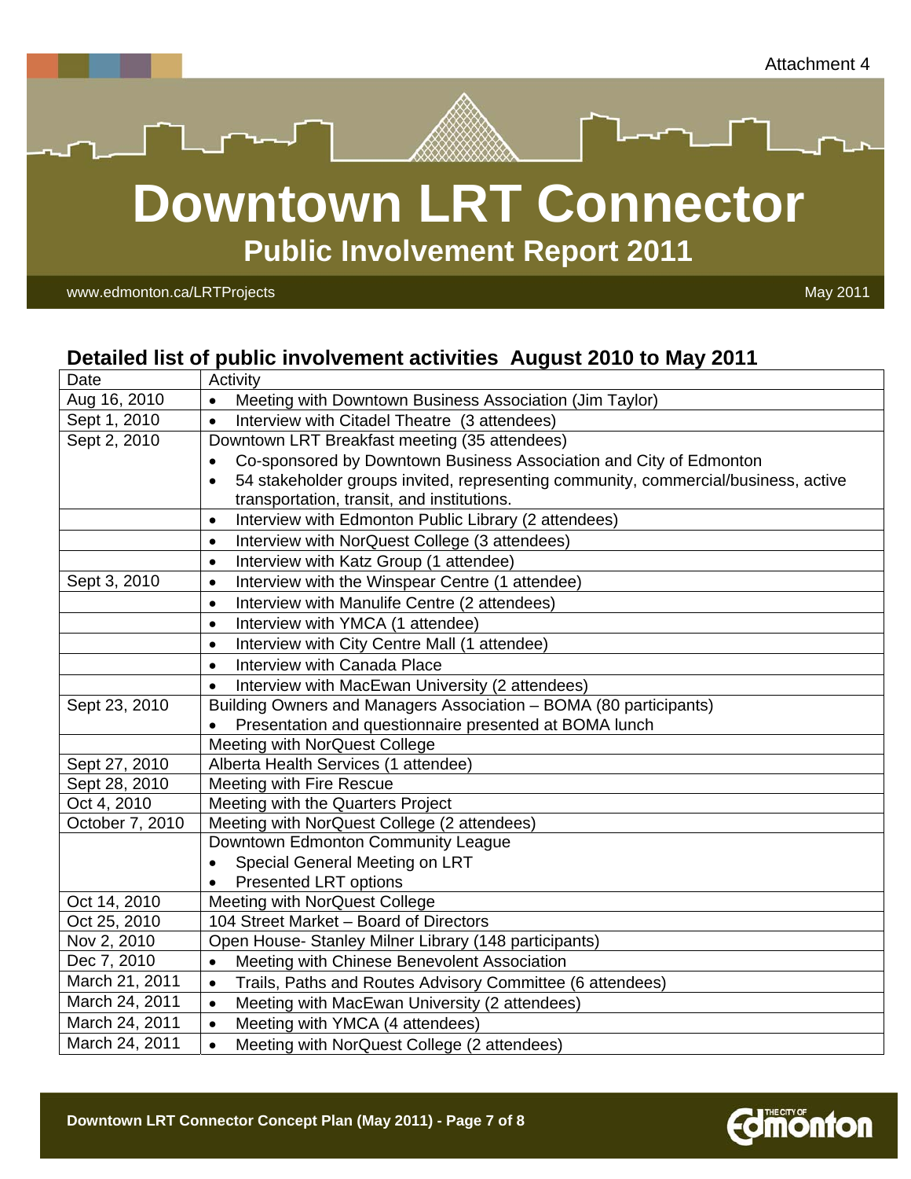Attachment 4

# Downtown LRT Connector

## Public Involvement Report 2011

www.edmonton.ca/LRTProjects

May 2011

### Detailed list of public involvement activities August 2010 to May 2011

| Date | Activity |
|---|---|
| Aug 16, 2010 | • Meeting with Downtown Business Association (Jim Taylor) |
| Sept 1, 2010 | • Interview with Citadel Theatre (3 attendees) |
| Sept 2, 2010 | Downtown LRT Breakfast meeting (35 attendees)<br>• Co-sponsored by Downtown Business Association and City of Edmonton<br>• 54 stakeholder groups invited, representing community, commercial/business, active transportation, transit, and institutions. |
| | • Interview with Edmonton Public Library (2 attendees) |
| | • Interview with NorQuest College (3 attendees) |
| | • Interview with Katz Group (1 attendee) |
| Sept 3, 2010 | • Interview with the Winspear Centre (1 attendee) |
| | • Interview with Manulife Centre (2 attendees) |
| | • Interview with YMCA (1 attendee) |
| | • Interview with City Centre Mall (1 attendee) |
| | • Interview with Canada Place |
| | • Interview with MacEwan University (2 attendees) |
| Sept 23, 2010 | Building Owners and Managers Association – BOMA (80 participants)<br>• Presentation and questionnaire presented at BOMA lunch |
| | Meeting with NorQuest College |
| Sept 27, 2010 | Alberta Health Services (1 attendee) |
| Sept 28, 2010 | Meeting with Fire Rescue |
| Oct 4, 2010 | Meeting with the Quarters Project |
| October 7, 2010 | Meeting with NorQuest College (2 attendees) |
| | Downtown Edmonton Community League<br>• Special General Meeting on LRT<br>• Presented LRT options |
| Oct 14, 2010 | Meeting with NorQuest College |
| Oct 25, 2010 | 104 Street Market – Board of Directors |
| Nov 2, 2010 | Open House- Stanley Milner Library (148 participants) |
| Dec 7, 2010 | • Meeting with Chinese Benevolent Association |
| March 21, 2011 | • Trails, Paths and Routes Advisory Committee (6 attendees) |
| March 24, 2011 | • Meeting with MacEwan University (2 attendees) |
| March 24, 2011 | • Meeting with YMCA (4 attendees) |
| March 24, 2011 | • Meeting with NorQuest College (2 attendees) |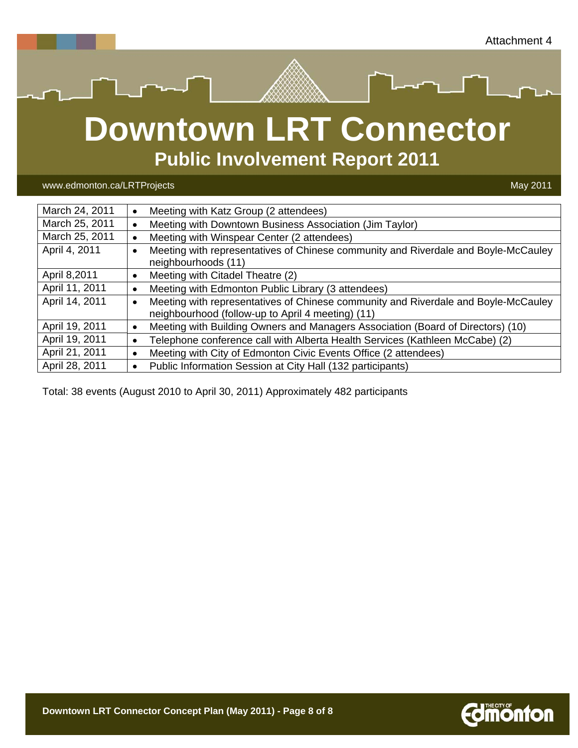Attachment 4

# Downtown LRT Connector

## Public Involvement Report 2011

www.edmonton.ca/LRTProjects May 2011

| | |
|---|---|
| March 24, 2011 | • Meeting with Katz Group (2 attendees) |
| March 25, 2011 | • Meeting with Downtown Business Association (Jim Taylor) |
| March 25, 2011 | • Meeting with Winspear Center (2 attendees) |
| April 4, 2011 | • Meeting with representatives of Chinese community and Riverdale and Boyle-McCauley neighbourhoods (11) |
| April 8,2011 | • Meeting with Citadel Theatre (2) |
| April 11, 2011 | • Meeting with Edmonton Public Library (3 attendees) |
| April 14, 2011 | • Meeting with representatives of Chinese community and Riverdale and Boyle-McCauley neighbourhood (follow-up to April 4 meeting) (11) |
| April 19, 2011 | • Meeting with Building Owners and Managers Association (Board of Directors) (10) |
| April 19, 2011 | • Telephone conference call with Alberta Health Services (Kathleen McCabe) (2) |
| April 21, 2011 | • Meeting with City of Edmonton Civic Events Office (2 attendees) |
| April 28, 2011 | • Public Information Session at City Hall (132 participants) |

Total: 38 events (August 2010 to April 30, 2011) Approximately 482 participants